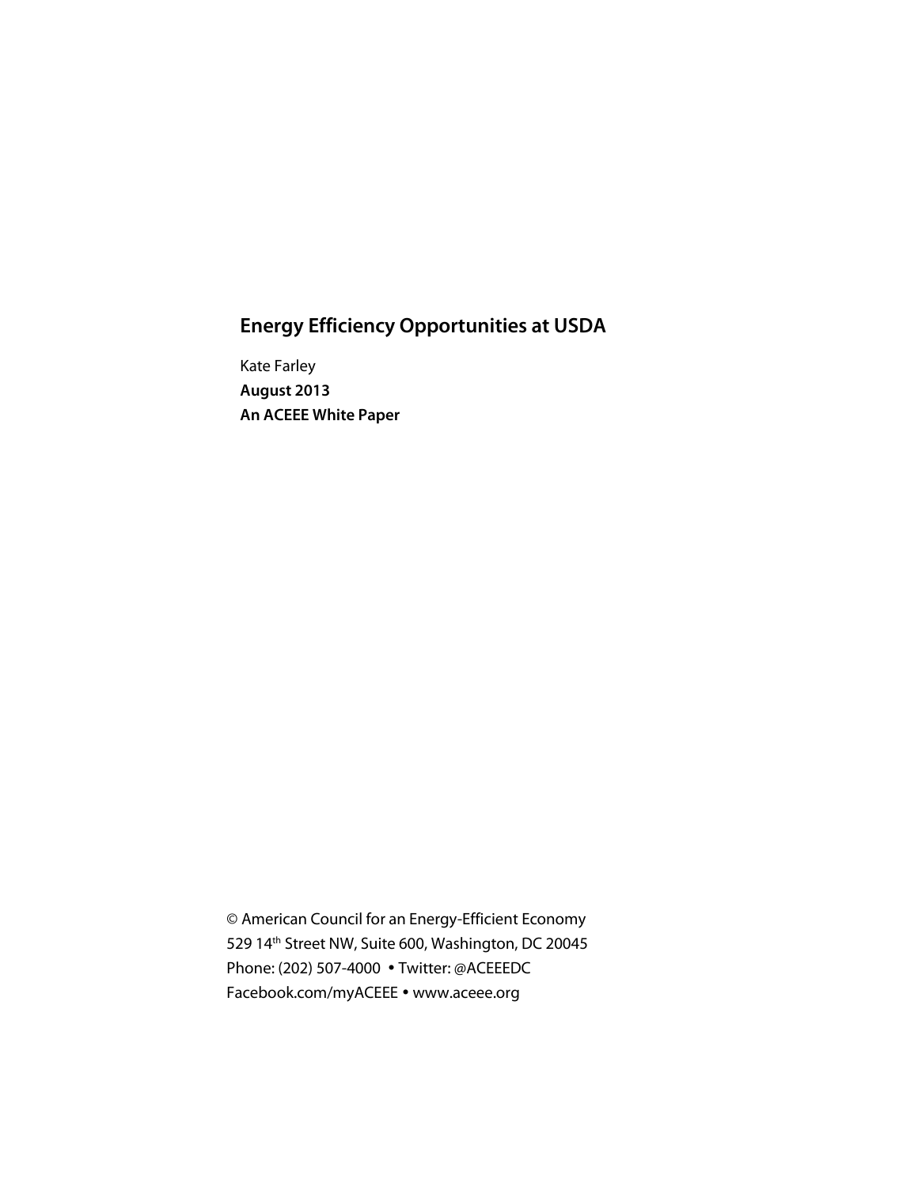# Energy Efficiency Opportunities at USDA

Kate Farley

**August 2013**

**An ACEEE White Paper**

© American Council for an Energy-Efficient Economy
529 14th Street NW, Suite 600, Washington, DC 20045
Phone: (202) 507-4000 • Twitter: @ACEEEDC
Facebook.com/myACEEE • www.aceee.org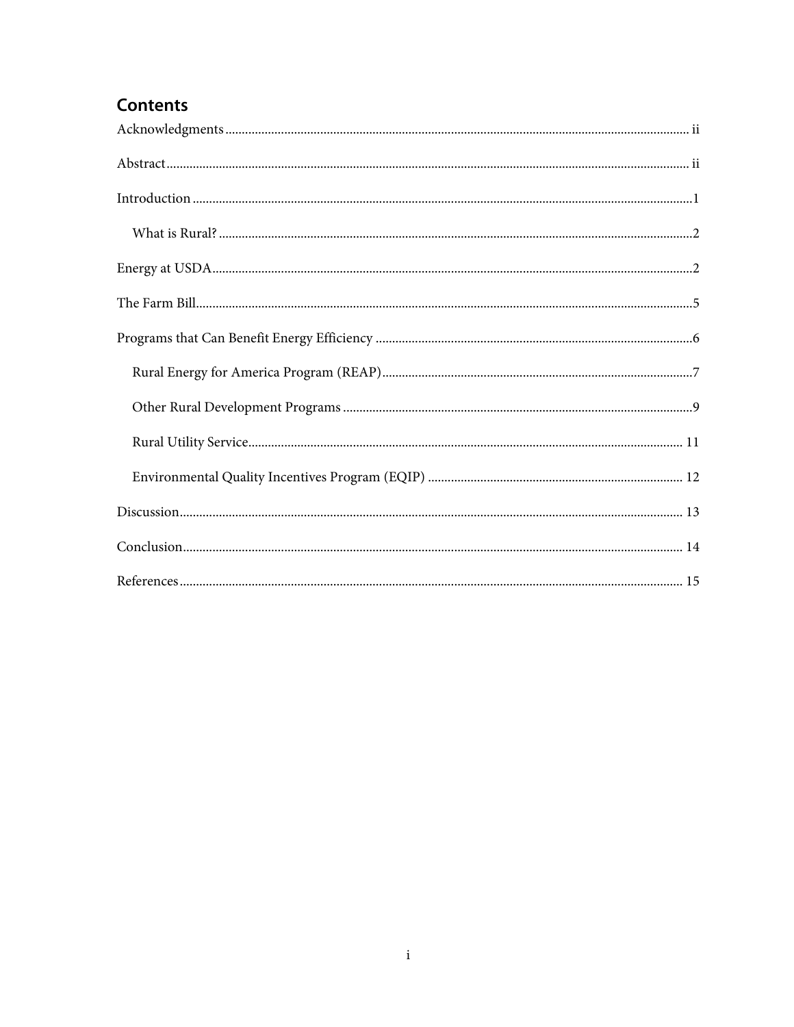## Contents

- Acknowledgments ii
- Abstract ii
- Introduction 1
  - What is Rural? 2
- Energy at USDA 2
- The Farm Bill 5
- Programs that Can Benefit Energy Efficiency 6
  - Rural Energy for America Program (REAP) 7
  - Other Rural Development Programs 9
  - Rural Utility Service 11
  - Environmental Quality Incentives Program (EQIP) 12
- Discussion 13
- Conclusion 14
- References 15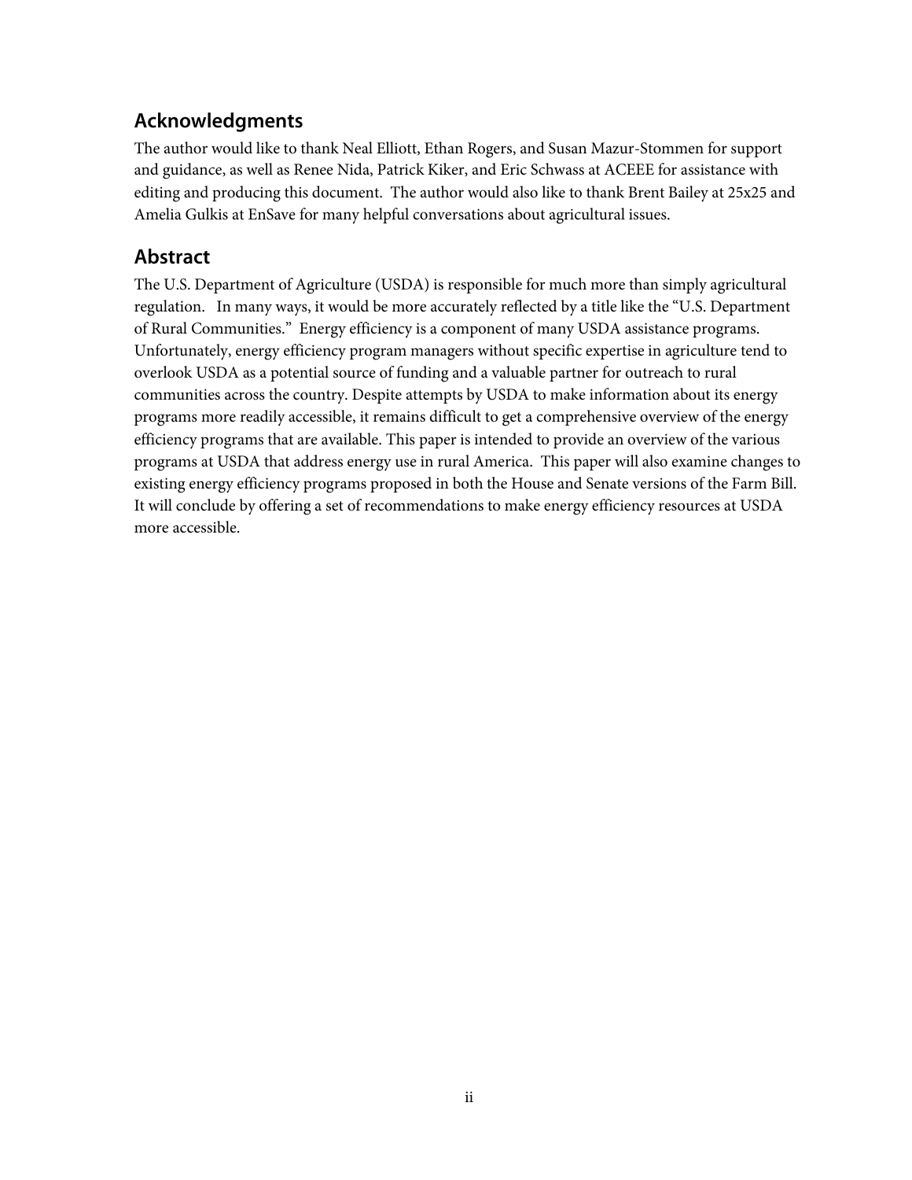## Acknowledgments

The author would like to thank Neal Elliott, Ethan Rogers, and Susan Mazur-Stommen for support and guidance, as well as Renee Nida, Patrick Kiker, and Eric Schwass at ACEEE for assistance with editing and producing this document. The author would also like to thank Brent Bailey at 25x25 and Amelia Gulkis at EnSave for many helpful conversations about agricultural issues.

## Abstract

The U.S. Department of Agriculture (USDA) is responsible for much more than simply agricultural regulation. In many ways, it would be more accurately reflected by a title like the "U.S. Department of Rural Communities." Energy efficiency is a component of many USDA assistance programs. Unfortunately, energy efficiency program managers without specific expertise in agriculture tend to overlook USDA as a potential source of funding and a valuable partner for outreach to rural communities across the country. Despite attempts by USDA to make information about its energy programs more readily accessible, it remains difficult to get a comprehensive overview of the energy efficiency programs that are available. This paper is intended to provide an overview of the various programs at USDA that address energy use in rural America. This paper will also examine changes to existing energy efficiency programs proposed in both the House and Senate versions of the Farm Bill. It will conclude by offering a set of recommendations to make energy efficiency resources at USDA more accessible.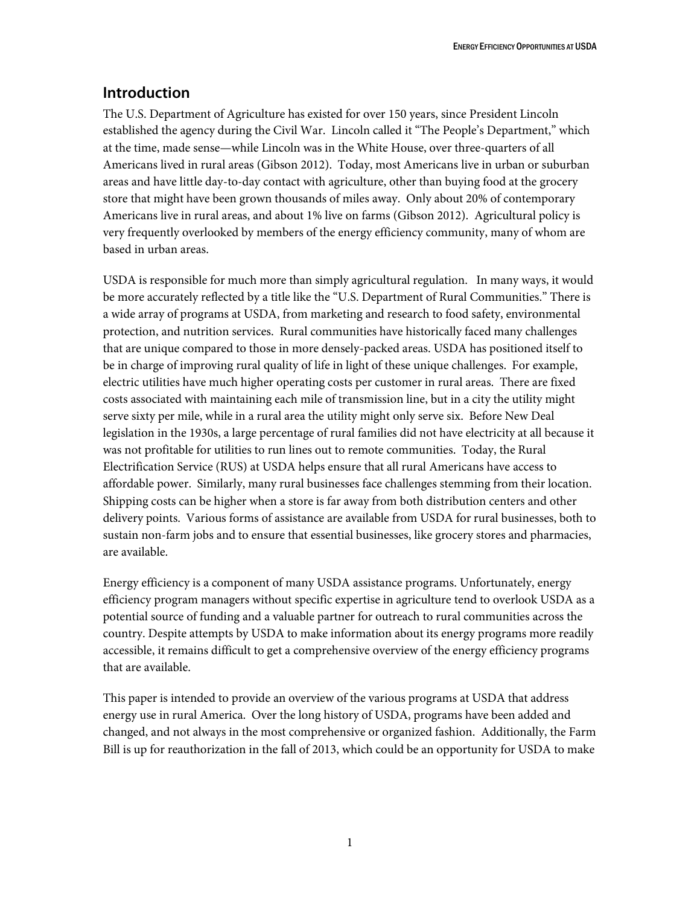## Introduction

The U.S. Department of Agriculture has existed for over 150 years, since President Lincoln established the agency during the Civil War. Lincoln called it "The People's Department," which at the time, made sense—while Lincoln was in the White House, over three-quarters of all Americans lived in rural areas (Gibson 2012). Today, most Americans live in urban or suburban areas and have little day-to-day contact with agriculture, other than buying food at the grocery store that might have been grown thousands of miles away. Only about 20% of contemporary Americans live in rural areas, and about 1% live on farms (Gibson 2012). Agricultural policy is very frequently overlooked by members of the energy efficiency community, many of whom are based in urban areas.

USDA is responsible for much more than simply agricultural regulation. In many ways, it would be more accurately reflected by a title like the "U.S. Department of Rural Communities." There is a wide array of programs at USDA, from marketing and research to food safety, environmental protection, and nutrition services. Rural communities have historically faced many challenges that are unique compared to those in more densely-packed areas. USDA has positioned itself to be in charge of improving rural quality of life in light of these unique challenges. For example, electric utilities have much higher operating costs per customer in rural areas. There are fixed costs associated with maintaining each mile of transmission line, but in a city the utility might serve sixty per mile, while in a rural area the utility might only serve six. Before New Deal legislation in the 1930s, a large percentage of rural families did not have electricity at all because it was not profitable for utilities to run lines out to remote communities. Today, the Rural Electrification Service (RUS) at USDA helps ensure that all rural Americans have access to affordable power. Similarly, many rural businesses face challenges stemming from their location. Shipping costs can be higher when a store is far away from both distribution centers and other delivery points. Various forms of assistance are available from USDA for rural businesses, both to sustain non-farm jobs and to ensure that essential businesses, like grocery stores and pharmacies, are available.

Energy efficiency is a component of many USDA assistance programs. Unfortunately, energy efficiency program managers without specific expertise in agriculture tend to overlook USDA as a potential source of funding and a valuable partner for outreach to rural communities across the country. Despite attempts by USDA to make information about its energy programs more readily accessible, it remains difficult to get a comprehensive overview of the energy efficiency programs that are available.

This paper is intended to provide an overview of the various programs at USDA that address energy use in rural America. Over the long history of USDA, programs have been added and changed, and not always in the most comprehensive or organized fashion. Additionally, the Farm Bill is up for reauthorization in the fall of 2013, which could be an opportunity for USDA to make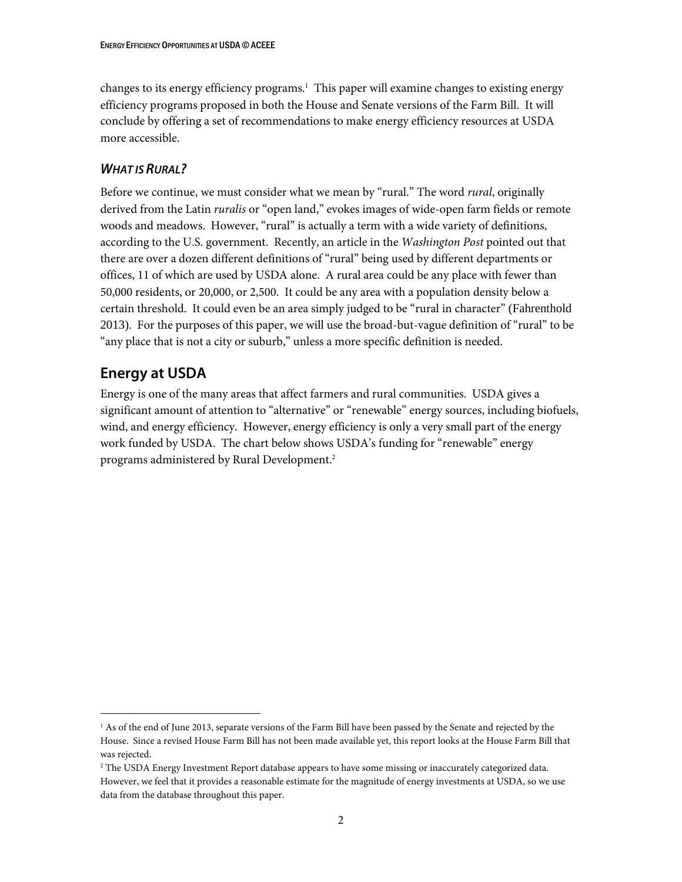changes to its energy efficiency programs.[1] This paper will examine changes to existing energy efficiency programs proposed in both the House and Senate versions of the Farm Bill. It will conclude by offering a set of recommendations to make energy efficiency resources at USDA more accessible.

### *What is Rural?*

Before we continue, we must consider what we mean by "rural." The word *rural*, originally derived from the Latin *ruralis* or "open land," evokes images of wide-open farm fields or remote woods and meadows. However, "rural" is actually a term with a wide variety of definitions, according to the U.S. government. Recently, an article in the *Washington Post* pointed out that there are over a dozen different definitions of "rural" being used by different departments or offices, 11 of which are used by USDA alone. A rural area could be any place with fewer than 50,000 residents, or 20,000, or 2,500. It could be any area with a population density below a certain threshold. It could even be an area simply judged to be "rural in character" (Fahrenthold 2013). For the purposes of this paper, we will use the broad-but-vague definition of "rural" to be "any place that is not a city or suburb," unless a more specific definition is needed.

## Energy at USDA

Energy is one of the many areas that affect farmers and rural communities. USDA gives a significant amount of attention to "alternative" or "renewable" energy sources, including biofuels, wind, and energy efficiency. However, energy efficiency is only a very small part of the energy work funded by USDA. The chart below shows USDA's funding for "renewable" energy programs administered by Rural Development.[2]

---

[1] As of the end of June 2013, separate versions of the Farm Bill have been passed by the Senate and rejected by the House. Since a revised House Farm Bill has not been made available yet, this report looks at the House Farm Bill that was rejected.

[2] The USDA Energy Investment Report database appears to have some missing or inaccurately categorized data. However, we feel that it provides a reasonable estimate for the magnitude of energy investments at USDA, so we use data from the database throughout this paper.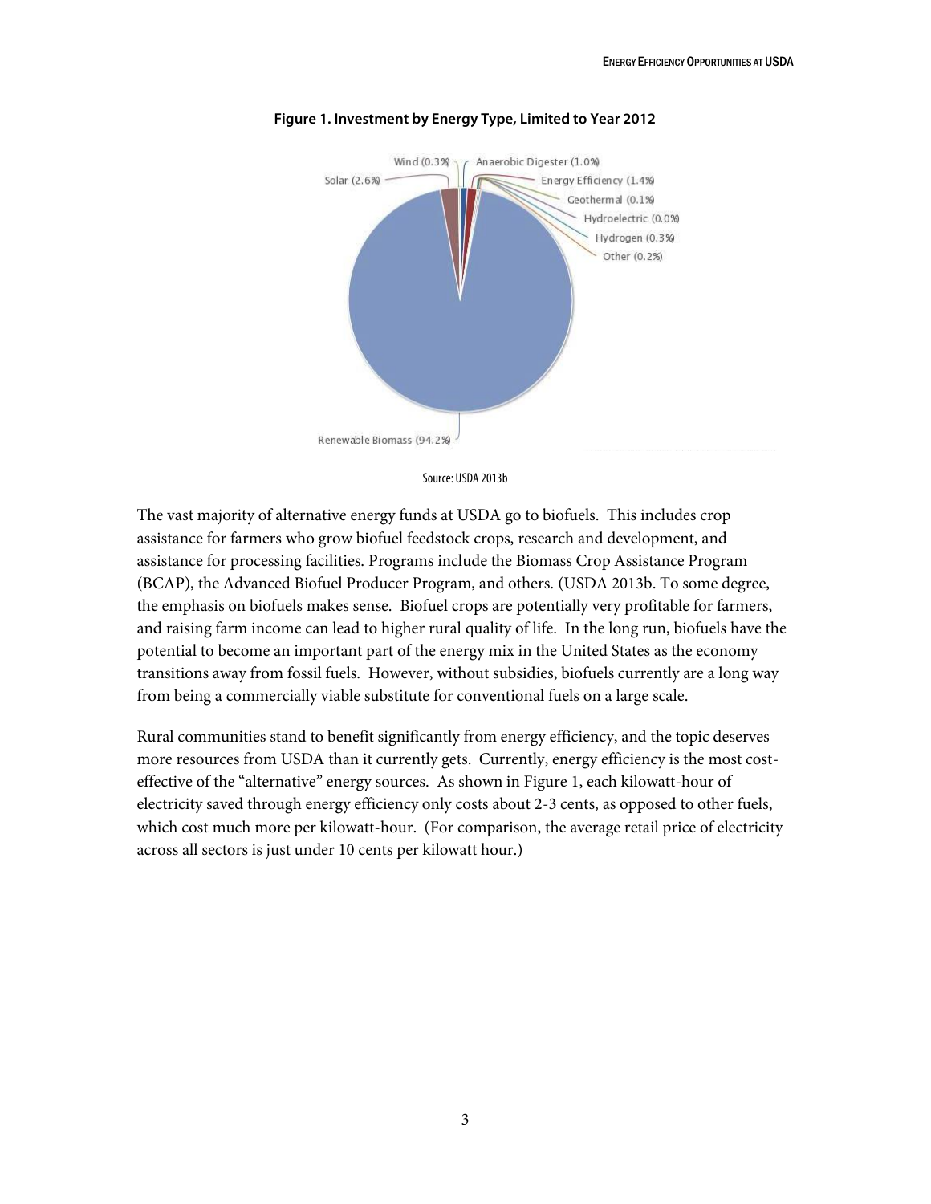**Figure 1. Investment by Energy Type, Limited to Year 2012**

Wind (0.3%)
Anaerobic Digester (1.0%)
Solar (2.6%)
Energy Efficiency (1.4%)
Geothermal (0.1%)
Hydroelectric (0.0%)
Hydrogen (0.3%)
Other (0.2%)
Renewable Biomass (94.2%)

Source: USDA 2013b

The vast majority of alternative energy funds at USDA go to biofuels. This includes crop assistance for farmers who grow biofuel feedstock crops, research and development, and assistance for processing facilities. Programs include the Biomass Crop Assistance Program (BCAP), the Advanced Biofuel Producer Program, and others. (USDA 2013b. To some degree, the emphasis on biofuels makes sense. Biofuel crops are potentially very profitable for farmers, and raising farm income can lead to higher rural quality of life. In the long run, biofuels have the potential to become an important part of the energy mix in the United States as the economy transitions away from fossil fuels. However, without subsidies, biofuels currently are a long way from being a commercially viable substitute for conventional fuels on a large scale.

Rural communities stand to benefit significantly from energy efficiency, and the topic deserves more resources from USDA than it currently gets. Currently, energy efficiency is the most cost-effective of the "alternative" energy sources. As shown in Figure 1, each kilowatt-hour of electricity saved through energy efficiency only costs about 2-3 cents, as opposed to other fuels, which cost much more per kilowatt-hour. (For comparison, the average retail price of electricity across all sectors is just under 10 cents per kilowatt hour.)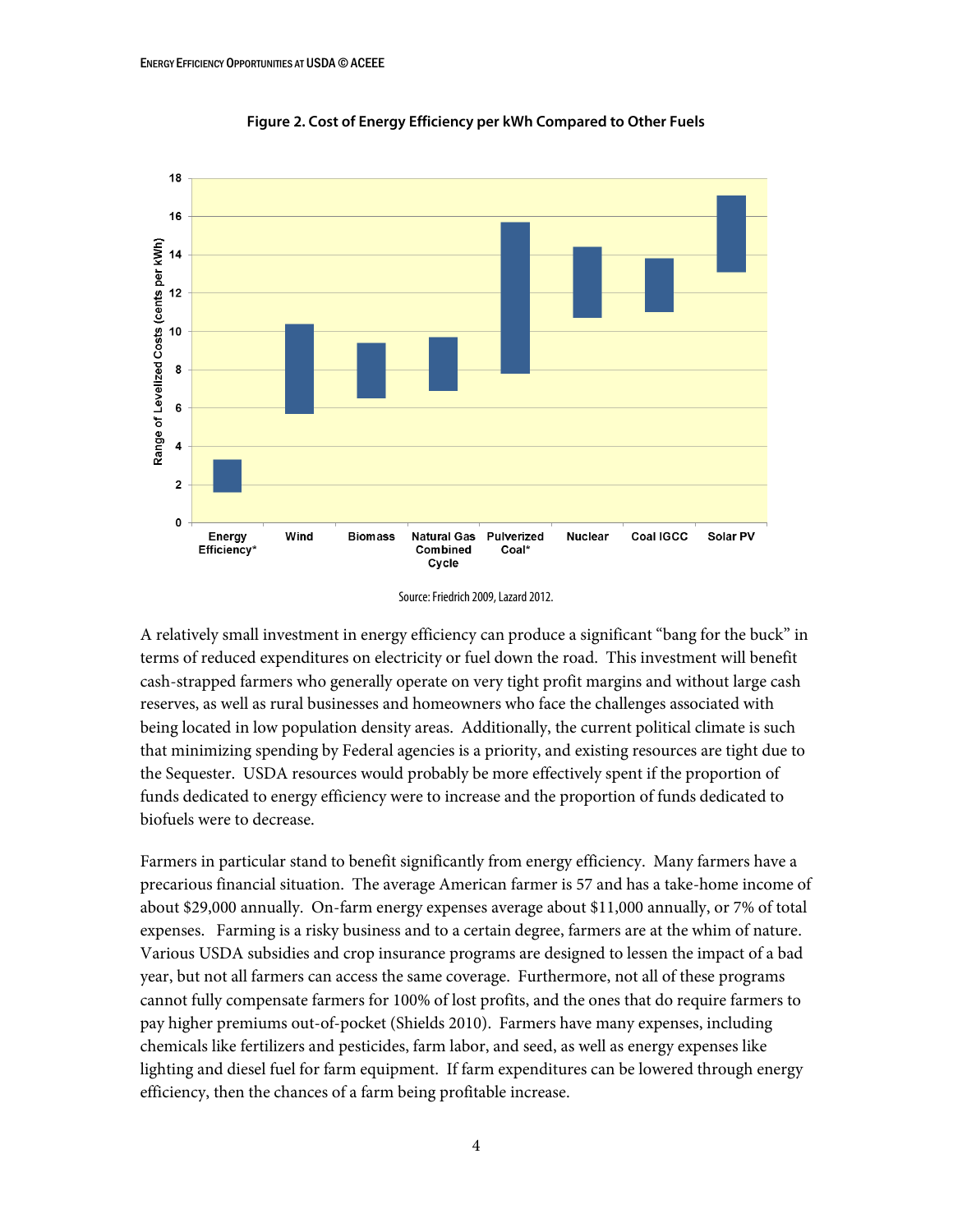**Figure 2. Cost of Energy Efficiency per kWh Compared to Other Fuels**

Source: Friedrich 2009, Lazard 2012.

A relatively small investment in energy efficiency can produce a significant "bang for the buck" in terms of reduced expenditures on electricity or fuel down the road. This investment will benefit cash-strapped farmers who generally operate on very tight profit margins and without large cash reserves, as well as rural businesses and homeowners who face the challenges associated with being located in low population density areas. Additionally, the current political climate is such that minimizing spending by Federal agencies is a priority, and existing resources are tight due to the Sequester. USDA resources would probably be more effectively spent if the proportion of funds dedicated to energy efficiency were to increase and the proportion of funds dedicated to biofuels were to decrease.

Farmers in particular stand to benefit significantly from energy efficiency. Many farmers have a precarious financial situation. The average American farmer is 57 and has a take-home income of about $29,000 annually. On-farm energy expenses average about $11,000 annually, or 7% of total expenses. Farming is a risky business and to a certain degree, farmers are at the whim of nature. Various USDA subsidies and crop insurance programs are designed to lessen the impact of a bad year, but not all farmers can access the same coverage. Furthermore, not all of these programs cannot fully compensate farmers for 100% of lost profits, and the ones that do require farmers to pay higher premiums out-of-pocket (Shields 2010). Farmers have many expenses, including chemicals like fertilizers and pesticides, farm labor, and seed, as well as energy expenses like lighting and diesel fuel for farm equipment. If farm expenditures can be lowered through energy efficiency, then the chances of a farm being profitable increase.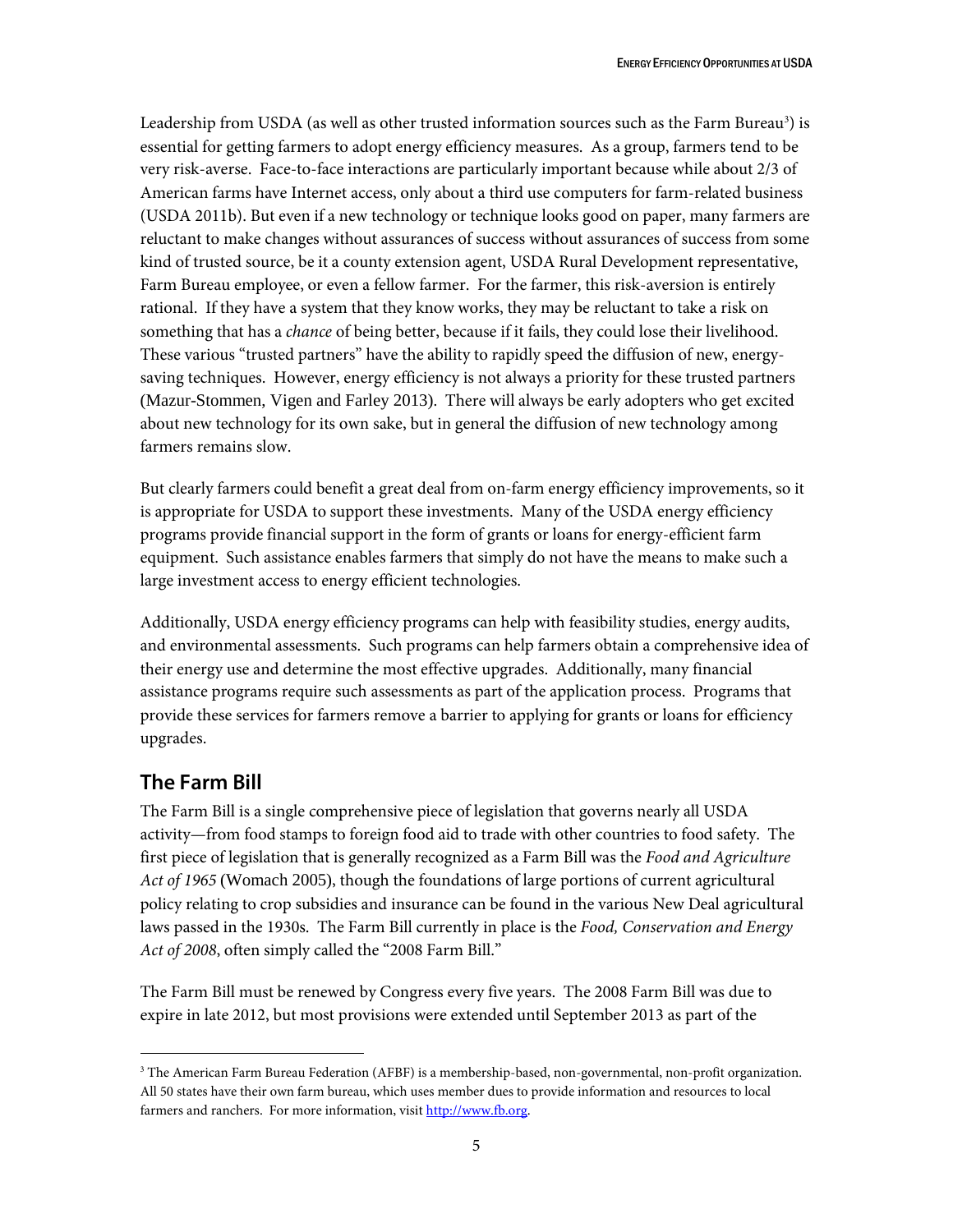Leadership from USDA (as well as other trusted information sources such as the Farm Bureau[3]) is essential for getting farmers to adopt energy efficiency measures. As a group, farmers tend to be very risk-averse. Face-to-face interactions are particularly important because while about 2/3 of American farms have Internet access, only about a third use computers for farm-related business (USDA 2011b). But even if a new technology or technique looks good on paper, many farmers are reluctant to make changes without assurances of success without assurances of success from some kind of trusted source, be it a county extension agent, USDA Rural Development representative, Farm Bureau employee, or even a fellow farmer. For the farmer, this risk-aversion is entirely rational. If they have a system that they know works, they may be reluctant to take a risk on something that has a *chance* of being better, because if it fails, they could lose their livelihood. These various "trusted partners" have the ability to rapidly speed the diffusion of new, energy-saving techniques. However, energy efficiency is not always a priority for these trusted partners (Mazur-Stommen, Vigen and Farley 2013). There will always be early adopters who get excited about new technology for its own sake, but in general the diffusion of new technology among farmers remains slow.

But clearly farmers could benefit a great deal from on-farm energy efficiency improvements, so it is appropriate for USDA to support these investments. Many of the USDA energy efficiency programs provide financial support in the form of grants or loans for energy-efficient farm equipment. Such assistance enables farmers that simply do not have the means to make such a large investment access to energy efficient technologies.

Additionally, USDA energy efficiency programs can help with feasibility studies, energy audits, and environmental assessments. Such programs can help farmers obtain a comprehensive idea of their energy use and determine the most effective upgrades. Additionally, many financial assistance programs require such assessments as part of the application process. Programs that provide these services for farmers remove a barrier to applying for grants or loans for efficiency upgrades.

## The Farm Bill

The Farm Bill is a single comprehensive piece of legislation that governs nearly all USDA activity—from food stamps to foreign food aid to trade with other countries to food safety. The first piece of legislation that is generally recognized as a Farm Bill was the *Food and Agriculture Act of 1965* (Womach 2005), though the foundations of large portions of current agricultural policy relating to crop subsidies and insurance can be found in the various New Deal agricultural laws passed in the 1930s. The Farm Bill currently in place is the *Food, Conservation and Energy Act of 2008*, often simply called the "2008 Farm Bill."

The Farm Bill must be renewed by Congress every five years. The 2008 Farm Bill was due to expire in late 2012, but most provisions were extended until September 2013 as part of the

[3] The American Farm Bureau Federation (AFBF) is a membership-based, non-governmental, non-profit organization. All 50 states have their own farm bureau, which uses member dues to provide information and resources to local farmers and ranchers. For more information, visit http://www.fb.org.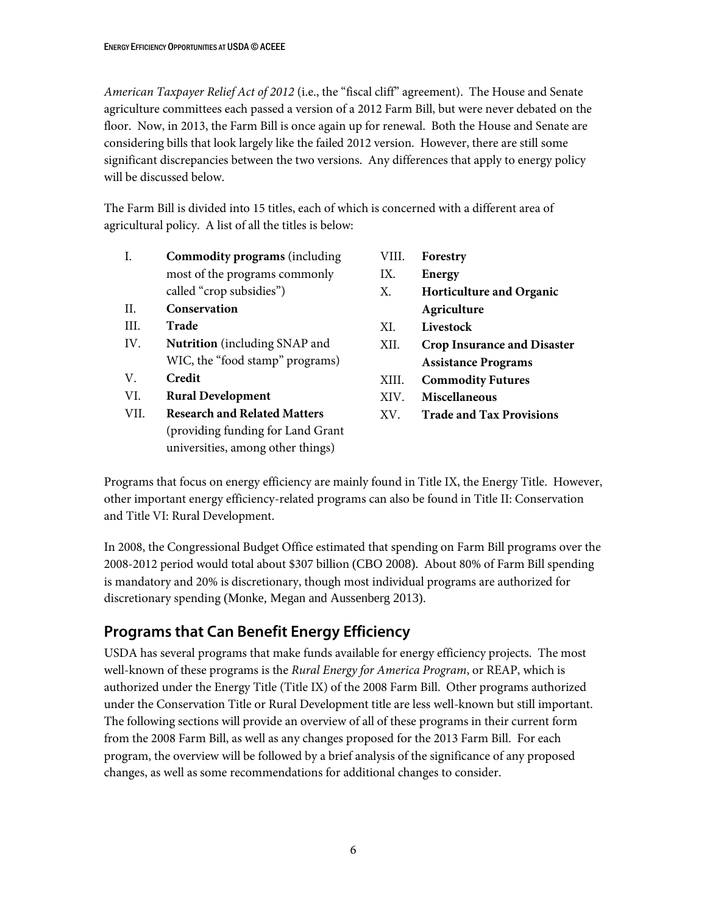*American Taxpayer Relief Act of 2012* (i.e., the "fiscal cliff" agreement). The House and Senate agriculture committees each passed a version of a 2012 Farm Bill, but were never debated on the floor. Now, in 2013, the Farm Bill is once again up for renewal. Both the House and Senate are considering bills that look largely like the failed 2012 version. However, there are still some significant discrepancies between the two versions. Any differences that apply to energy policy will be discussed below.

The Farm Bill is divided into 15 titles, each of which is concerned with a different area of agricultural policy. A list of all the titles is below:

I. **Commodity programs** (including most of the programs commonly called "crop subsidies")
II. **Conservation**
III. **Trade**
IV. **Nutrition** (including SNAP and WIC, the "food stamp" programs)
V. **Credit**
VI. **Rural Development**
VII. **Research and Related Matters** (providing funding for Land Grant universities, among other things)
VIII. **Forestry**
IX. **Energy**
X. **Horticulture and Organic Agriculture**
XI. **Livestock**
XII. **Crop Insurance and Disaster Assistance Programs**
XIII. **Commodity Futures**
XIV. **Miscellaneous**
XV. **Trade and Tax Provisions**

Programs that focus on energy efficiency are mainly found in Title IX, the Energy Title. However, other important energy efficiency-related programs can also be found in Title II: Conservation and Title VI: Rural Development.

In 2008, the Congressional Budget Office estimated that spending on Farm Bill programs over the 2008-2012 period would total about $307 billion (CBO 2008). About 80% of Farm Bill spending is mandatory and 20% is discretionary, though most individual programs are authorized for discretionary spending (Monke, Megan and Aussenberg 2013).

## Programs that Can Benefit Energy Efficiency

USDA has several programs that make funds available for energy efficiency projects. The most well-known of these programs is the *Rural Energy for America Program*, or REAP, which is authorized under the Energy Title (Title IX) of the 2008 Farm Bill. Other programs authorized under the Conservation Title or Rural Development title are less well-known but still important. The following sections will provide an overview of all of these programs in their current form from the 2008 Farm Bill, as well as any changes proposed for the 2013 Farm Bill. For each program, the overview will be followed by a brief analysis of the significance of any proposed changes, as well as some recommendations for additional changes to consider.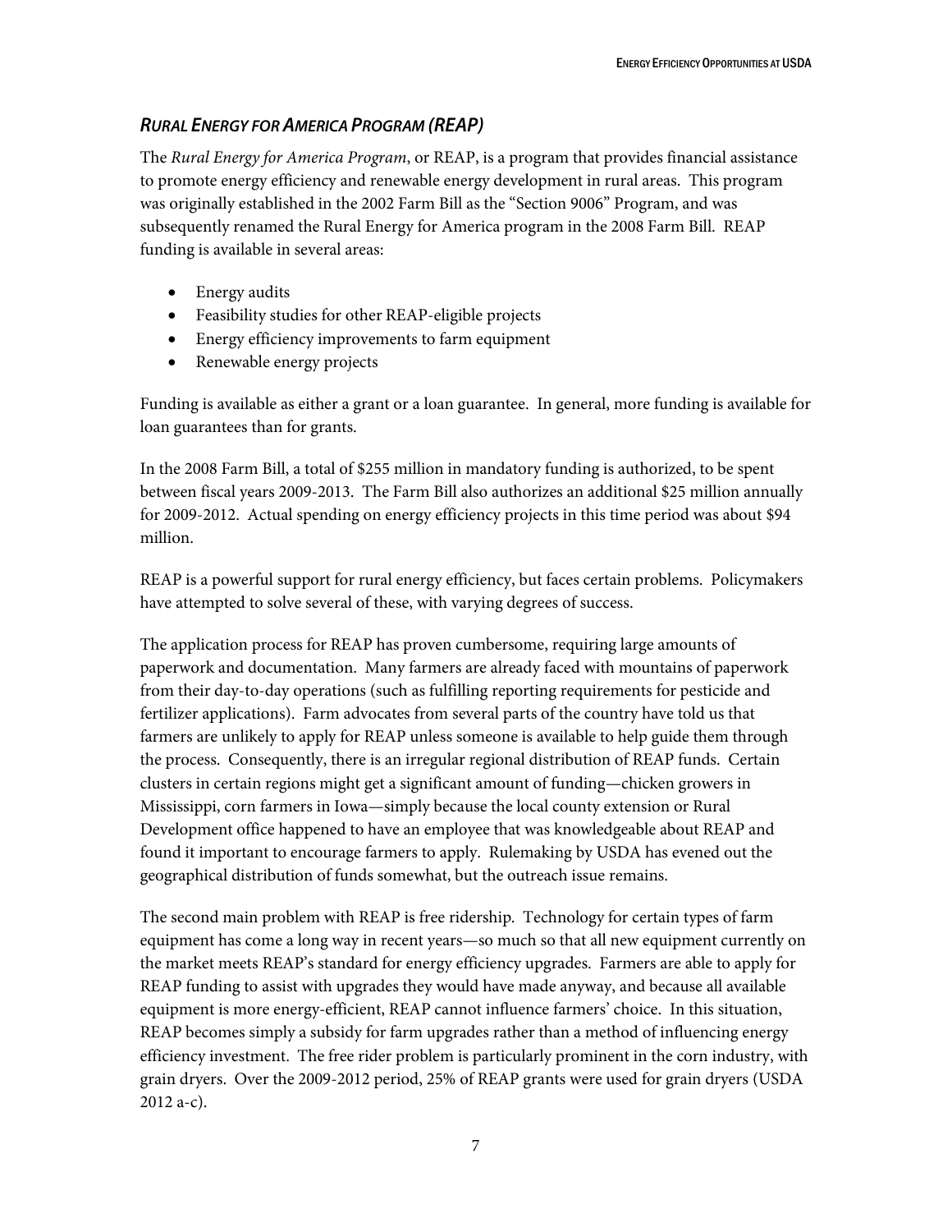### *Rural Energy for America Program (REAP)*

The *Rural Energy for America Program*, or REAP, is a program that provides financial assistance to promote energy efficiency and renewable energy development in rural areas. This program was originally established in the 2002 Farm Bill as the "Section 9006" Program, and was subsequently renamed the Rural Energy for America program in the 2008 Farm Bill. REAP funding is available in several areas:

- Energy audits
- Feasibility studies for other REAP-eligible projects
- Energy efficiency improvements to farm equipment
- Renewable energy projects

Funding is available as either a grant or a loan guarantee. In general, more funding is available for loan guarantees than for grants.

In the 2008 Farm Bill, a total of $255 million in mandatory funding is authorized, to be spent between fiscal years 2009-2013. The Farm Bill also authorizes an additional $25 million annually for 2009-2012. Actual spending on energy efficiency projects in this time period was about $94 million.

REAP is a powerful support for rural energy efficiency, but faces certain problems. Policymakers have attempted to solve several of these, with varying degrees of success.

The application process for REAP has proven cumbersome, requiring large amounts of paperwork and documentation. Many farmers are already faced with mountains of paperwork from their day-to-day operations (such as fulfilling reporting requirements for pesticide and fertilizer applications). Farm advocates from several parts of the country have told us that farmers are unlikely to apply for REAP unless someone is available to help guide them through the process. Consequently, there is an irregular regional distribution of REAP funds. Certain clusters in certain regions might get a significant amount of funding—chicken growers in Mississippi, corn farmers in Iowa—simply because the local county extension or Rural Development office happened to have an employee that was knowledgeable about REAP and found it important to encourage farmers to apply. Rulemaking by USDA has evened out the geographical distribution of funds somewhat, but the outreach issue remains.

The second main problem with REAP is free ridership. Technology for certain types of farm equipment has come a long way in recent years—so much so that all new equipment currently on the market meets REAP's standard for energy efficiency upgrades. Farmers are able to apply for REAP funding to assist with upgrades they would have made anyway, and because all available equipment is more energy-efficient, REAP cannot influence farmers' choice. In this situation, REAP becomes simply a subsidy for farm upgrades rather than a method of influencing energy efficiency investment. The free rider problem is particularly prominent in the corn industry, with grain dryers. Over the 2009-2012 period, 25% of REAP grants were used for grain dryers (USDA 2012 a-c).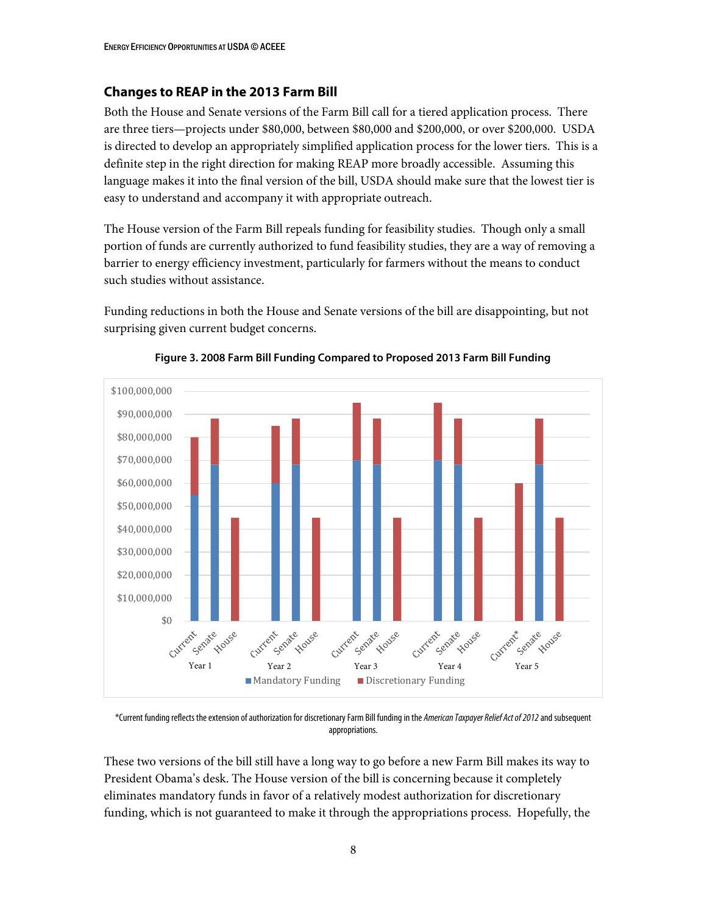## Changes to REAP in the 2013 Farm Bill

Both the House and Senate versions of the Farm Bill call for a tiered application process. There are three tiers—projects under $80,000, between $80,000 and $200,000, or over $200,000. USDA is directed to develop an appropriately simplified application process for the lower tiers. This is a definite step in the right direction for making REAP more broadly accessible. Assuming this language makes it into the final version of the bill, USDA should make sure that the lowest tier is easy to understand and accompany it with appropriate outreach.

The House version of the Farm Bill repeals funding for feasibility studies. Though only a small portion of funds are currently authorized to fund feasibility studies, they are a way of removing a barrier to energy efficiency investment, particularly for farmers without the means to conduct such studies without assistance.

Funding reductions in both the House and Senate versions of the bill are disappointing, but not surprising given current budget concerns.

**Figure 3. 2008 Farm Bill Funding Compared to Proposed 2013 Farm Bill Funding**

*Current funding reflects the extension of authorization for discretionary Farm Bill funding in the *American Taxpayer Relief Act of 2012* and subsequent appropriations.

These two versions of the bill still have a long way to go before a new Farm Bill makes its way to President Obama's desk. The House version of the bill is concerning because it completely eliminates mandatory funds in favor of a relatively modest authorization for discretionary funding, which is not guaranteed to make it through the appropriations process. Hopefully, the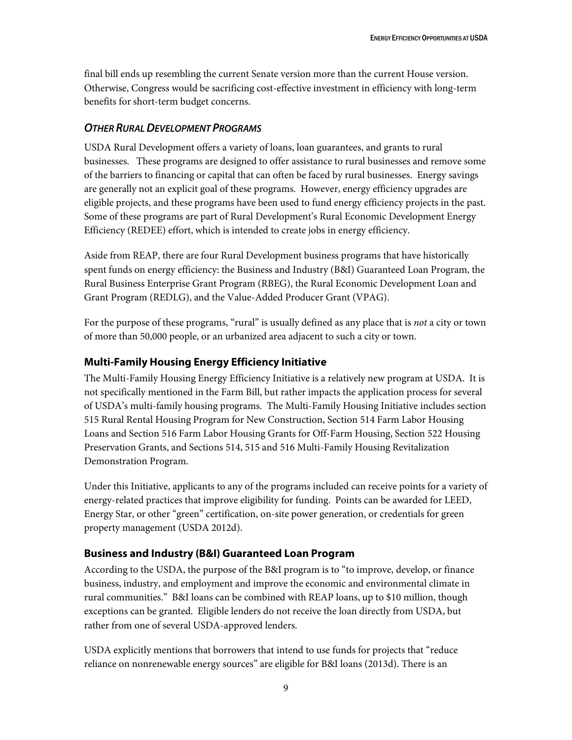final bill ends up resembling the current Senate version more than the current House version. Otherwise, Congress would be sacrificing cost-effective investment in efficiency with long-term benefits for short-term budget concerns.

### *OTHER RURAL DEVELOPMENT PROGRAMS*

USDA Rural Development offers a variety of loans, loan guarantees, and grants to rural businesses. These programs are designed to offer assistance to rural businesses and remove some of the barriers to financing or capital that can often be faced by rural businesses. Energy savings are generally not an explicit goal of these programs. However, energy efficiency upgrades are eligible projects, and these programs have been used to fund energy efficiency projects in the past. Some of these programs are part of Rural Development's Rural Economic Development Energy Efficiency (REDEE) effort, which is intended to create jobs in energy efficiency.

Aside from REAP, there are four Rural Development business programs that have historically spent funds on energy efficiency: the Business and Industry (B&I) Guaranteed Loan Program, the Rural Business Enterprise Grant Program (RBEG), the Rural Economic Development Loan and Grant Program (REDLG), and the Value-Added Producer Grant (VPAG).

For the purpose of these programs, "rural" is usually defined as any place that is *not* a city or town of more than 50,000 people, or an urbanized area adjacent to such a city or town.

#### Multi-Family Housing Energy Efficiency Initiative

The Multi-Family Housing Energy Efficiency Initiative is a relatively new program at USDA. It is not specifically mentioned in the Farm Bill, but rather impacts the application process for several of USDA's multi-family housing programs. The Multi-Family Housing Initiative includes section 515 Rural Rental Housing Program for New Construction, Section 514 Farm Labor Housing Loans and Section 516 Farm Labor Housing Grants for Off-Farm Housing, Section 522 Housing Preservation Grants, and Sections 514, 515 and 516 Multi-Family Housing Revitalization Demonstration Program.

Under this Initiative, applicants to any of the programs included can receive points for a variety of energy-related practices that improve eligibility for funding. Points can be awarded for LEED, Energy Star, or other "green" certification, on-site power generation, or credentials for green property management (USDA 2012d).

#### Business and Industry (B&I) Guaranteed Loan Program

According to the USDA, the purpose of the B&I program is to "to improve, develop, or finance business, industry, and employment and improve the economic and environmental climate in rural communities." B&I loans can be combined with REAP loans, up to $10 million, though exceptions can be granted. Eligible lenders do not receive the loan directly from USDA, but rather from one of several USDA-approved lenders.

USDA explicitly mentions that borrowers that intend to use funds for projects that "reduce reliance on nonrenewable energy sources" are eligible for B&I loans (2013d). There is an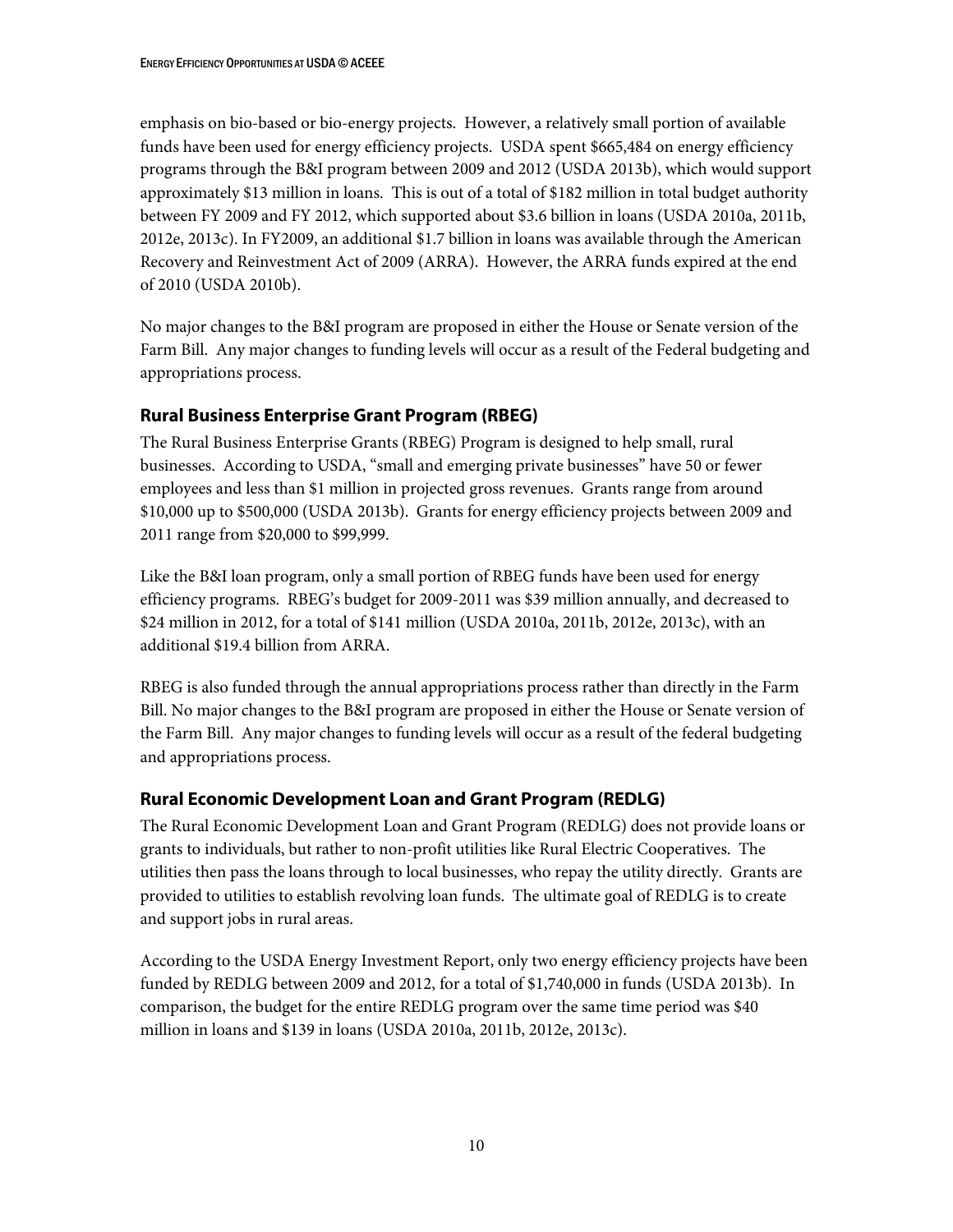emphasis on bio-based or bio-energy projects. However, a relatively small portion of available funds have been used for energy efficiency projects. USDA spent $665,484 on energy efficiency programs through the B&I program between 2009 and 2012 (USDA 2013b), which would support approximately $13 million in loans. This is out of a total of $182 million in total budget authority between FY 2009 and FY 2012, which supported about $3.6 billion in loans (USDA 2010a, 2011b, 2012e, 2013c). In FY2009, an additional $1.7 billion in loans was available through the American Recovery and Reinvestment Act of 2009 (ARRA). However, the ARRA funds expired at the end of 2010 (USDA 2010b).

No major changes to the B&I program are proposed in either the House or Senate version of the Farm Bill. Any major changes to funding levels will occur as a result of the Federal budgeting and appropriations process.

### Rural Business Enterprise Grant Program (RBEG)

The Rural Business Enterprise Grants (RBEG) Program is designed to help small, rural businesses. According to USDA, "small and emerging private businesses" have 50 or fewer employees and less than $1 million in projected gross revenues. Grants range from around $10,000 up to $500,000 (USDA 2013b). Grants for energy efficiency projects between 2009 and 2011 range from $20,000 to $99,999.

Like the B&I loan program, only a small portion of RBEG funds have been used for energy efficiency programs. RBEG's budget for 2009-2011 was $39 million annually, and decreased to $24 million in 2012, for a total of $141 million (USDA 2010a, 2011b, 2012e, 2013c), with an additional $19.4 billion from ARRA.

RBEG is also funded through the annual appropriations process rather than directly in the Farm Bill. No major changes to the B&I program are proposed in either the House or Senate version of the Farm Bill. Any major changes to funding levels will occur as a result of the federal budgeting and appropriations process.

### Rural Economic Development Loan and Grant Program (REDLG)

The Rural Economic Development Loan and Grant Program (REDLG) does not provide loans or grants to individuals, but rather to non-profit utilities like Rural Electric Cooperatives. The utilities then pass the loans through to local businesses, who repay the utility directly. Grants are provided to utilities to establish revolving loan funds. The ultimate goal of REDLG is to create and support jobs in rural areas.

According to the USDA Energy Investment Report, only two energy efficiency projects have been funded by REDLG between 2009 and 2012, for a total of $1,740,000 in funds (USDA 2013b). In comparison, the budget for the entire REDLG program over the same time period was $40 million in loans and $139 in loans (USDA 2010a, 2011b, 2012e, 2013c).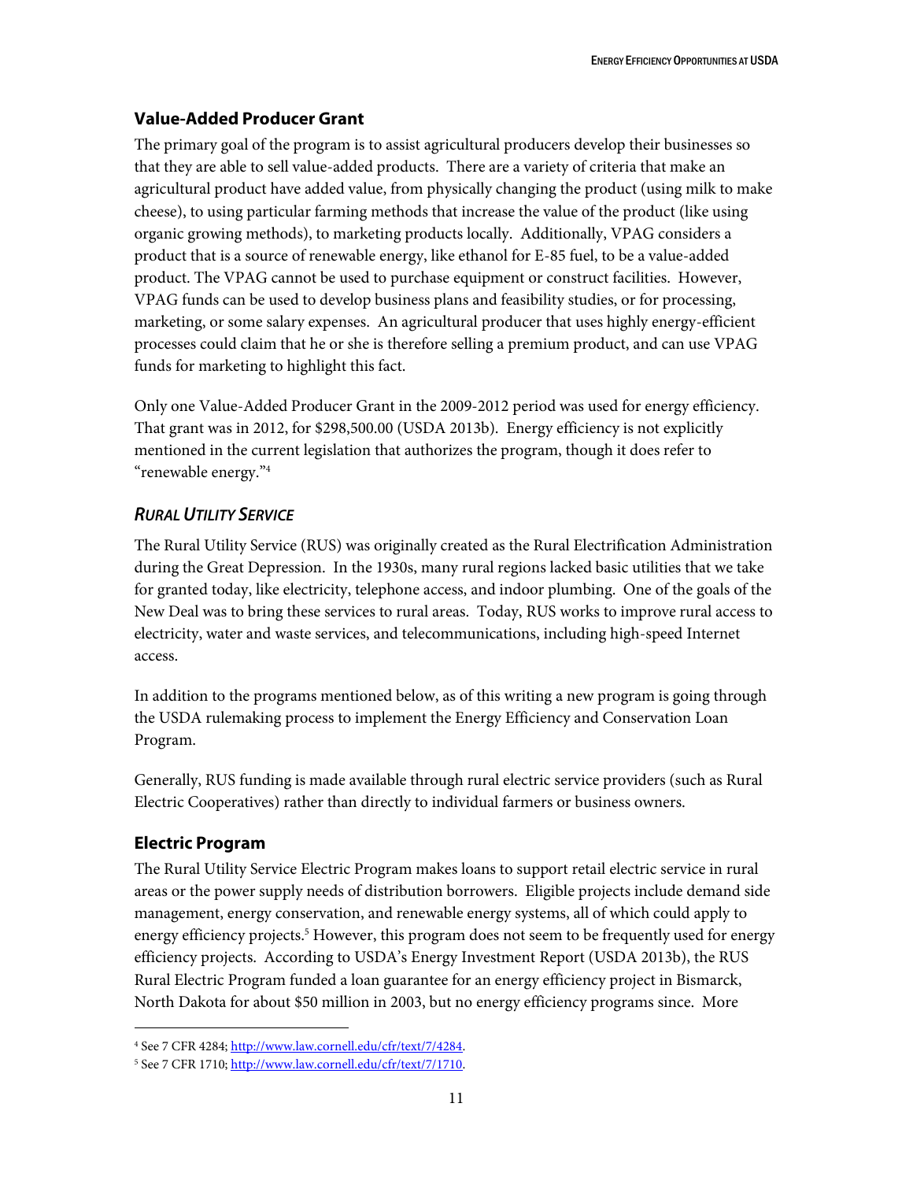### Value-Added Producer Grant

The primary goal of the program is to assist agricultural producers develop their businesses so that they are able to sell value-added products. There are a variety of criteria that make an agricultural product have added value, from physically changing the product (using milk to make cheese), to using particular farming methods that increase the value of the product (like using organic growing methods), to marketing products locally. Additionally, VPAG considers a product that is a source of renewable energy, like ethanol for E-85 fuel, to be a value-added product. The VPAG cannot be used to purchase equipment or construct facilities. However, VPAG funds can be used to develop business plans and feasibility studies, or for processing, marketing, or some salary expenses. An agricultural producer that uses highly energy-efficient processes could claim that he or she is therefore selling a premium product, and can use VPAG funds for marketing to highlight this fact.

Only one Value-Added Producer Grant in the 2009-2012 period was used for energy efficiency. That grant was in 2012, for $298,500.00 (USDA 2013b). Energy efficiency is not explicitly mentioned in the current legislation that authorizes the program, though it does refer to "renewable energy."[4]

## *Rural Utility Service*

The Rural Utility Service (RUS) was originally created as the Rural Electrification Administration during the Great Depression. In the 1930s, many rural regions lacked basic utilities that we take for granted today, like electricity, telephone access, and indoor plumbing. One of the goals of the New Deal was to bring these services to rural areas. Today, RUS works to improve rural access to electricity, water and waste services, and telecommunications, including high-speed Internet access.

In addition to the programs mentioned below, as of this writing a new program is going through the USDA rulemaking process to implement the Energy Efficiency and Conservation Loan Program.

Generally, RUS funding is made available through rural electric service providers (such as Rural Electric Cooperatives) rather than directly to individual farmers or business owners.

### Electric Program

The Rural Utility Service Electric Program makes loans to support retail electric service in rural areas or the power supply needs of distribution borrowers. Eligible projects include demand side management, energy conservation, and renewable energy systems, all of which could apply to energy efficiency projects.[5] However, this program does not seem to be frequently used for energy efficiency projects. According to USDA's Energy Investment Report (USDA 2013b), the RUS Rural Electric Program funded a loan guarantee for an energy efficiency project in Bismarck, North Dakota for about $50 million in 2003, but no energy efficiency programs since. More

---

[4] See 7 CFR 4284; http://www.law.cornell.edu/cfr/text/7/4284.

[5] See 7 CFR 1710; http://www.law.cornell.edu/cfr/text/7/1710.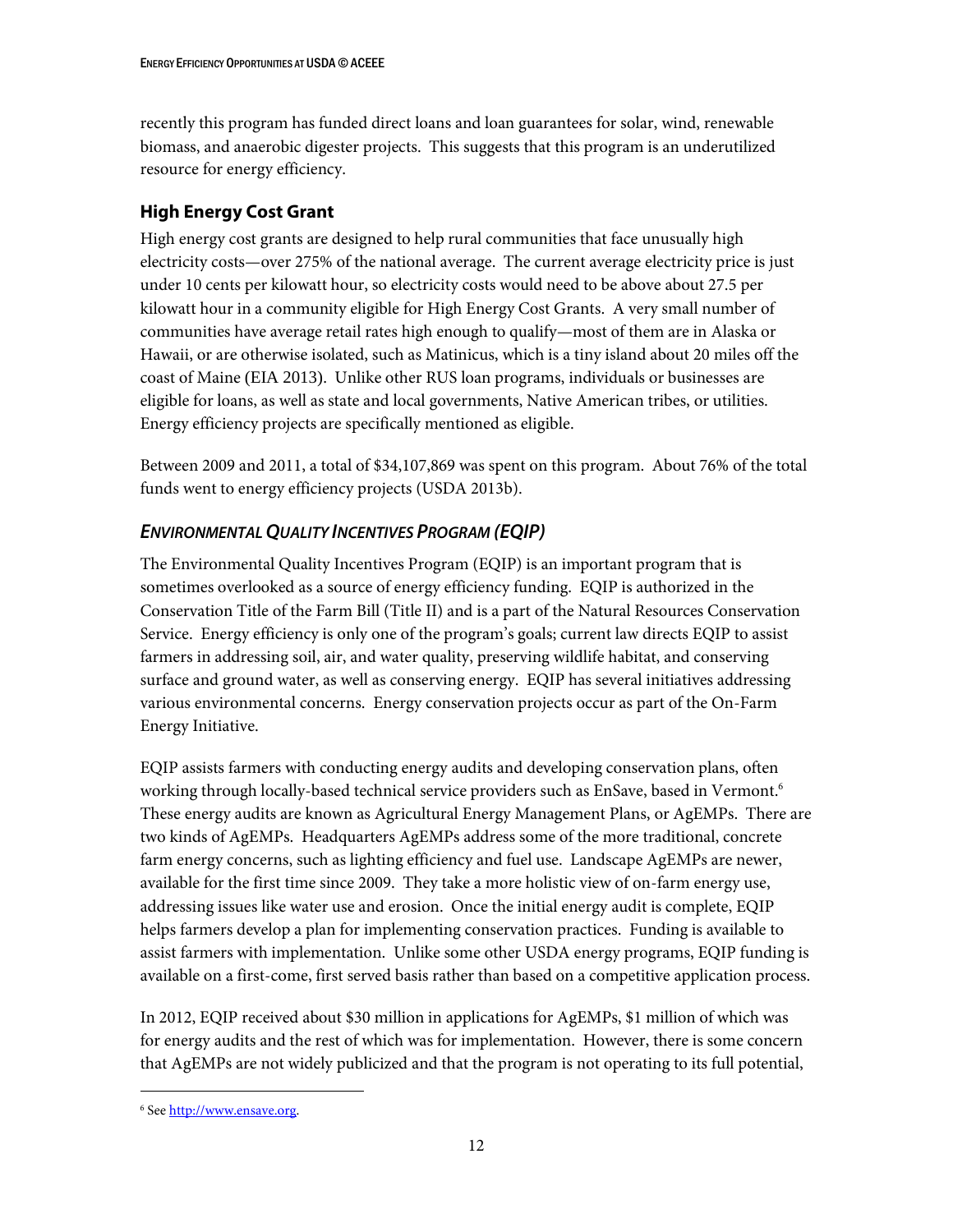recently this program has funded direct loans and loan guarantees for solar, wind, renewable biomass, and anaerobic digester projects. This suggests that this program is an underutilized resource for energy efficiency.

### High Energy Cost Grant

High energy cost grants are designed to help rural communities that face unusually high electricity costs—over 275% of the national average. The current average electricity price is just under 10 cents per kilowatt hour, so electricity costs would need to be above about 27.5 per kilowatt hour in a community eligible for High Energy Cost Grants. A very small number of communities have average retail rates high enough to qualify—most of them are in Alaska or Hawaii, or are otherwise isolated, such as Matinicus, which is a tiny island about 20 miles off the coast of Maine (EIA 2013). Unlike other RUS loan programs, individuals or businesses are eligible for loans, as well as state and local governments, Native American tribes, or utilities. Energy efficiency projects are specifically mentioned as eligible.

Between 2009 and 2011, a total of $34,107,869 was spent on this program. About 76% of the total funds went to energy efficiency projects (USDA 2013b).

## *Environmental Quality Incentives Program (EQIP)*

The Environmental Quality Incentives Program (EQIP) is an important program that is sometimes overlooked as a source of energy efficiency funding. EQIP is authorized in the Conservation Title of the Farm Bill (Title II) and is a part of the Natural Resources Conservation Service. Energy efficiency is only one of the program's goals; current law directs EQIP to assist farmers in addressing soil, air, and water quality, preserving wildlife habitat, and conserving surface and ground water, as well as conserving energy. EQIP has several initiatives addressing various environmental concerns. Energy conservation projects occur as part of the On-Farm Energy Initiative.

EQIP assists farmers with conducting energy audits and developing conservation plans, often working through locally-based technical service providers such as EnSave, based in Vermont.[6] These energy audits are known as Agricultural Energy Management Plans, or AgEMPs. There are two kinds of AgEMPs. Headquarters AgEMPs address some of the more traditional, concrete farm energy concerns, such as lighting efficiency and fuel use. Landscape AgEMPs are newer, available for the first time since 2009. They take a more holistic view of on-farm energy use, addressing issues like water use and erosion. Once the initial energy audit is complete, EQIP helps farmers develop a plan for implementing conservation practices. Funding is available to assist farmers with implementation. Unlike some other USDA energy programs, EQIP funding is available on a first-come, first served basis rather than based on a competitive application process.

In 2012, EQIP received about $30 million in applications for AgEMPs, $1 million of which was for energy audits and the rest of which was for implementation. However, there is some concern that AgEMPs are not widely publicized and that the program is not operating to its full potential,

---

[6] See http://www.ensave.org.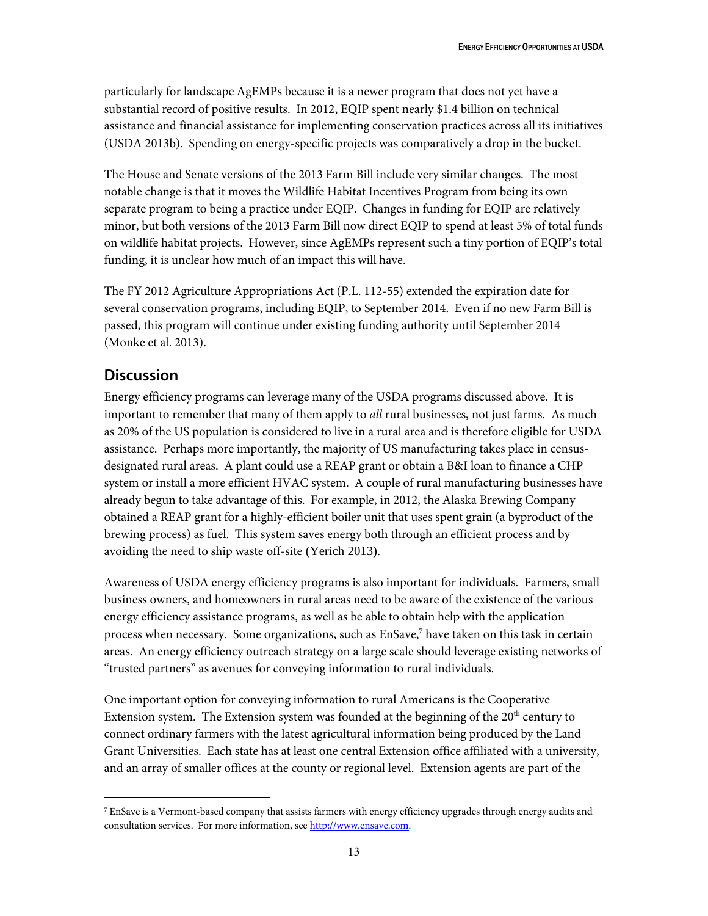particularly for landscape AgEMPs because it is a newer program that does not yet have a substantial record of positive results. In 2012, EQIP spent nearly $1.4 billion on technical assistance and financial assistance for implementing conservation practices across all its initiatives (USDA 2013b). Spending on energy-specific projects was comparatively a drop in the bucket.

The House and Senate versions of the 2013 Farm Bill include very similar changes. The most notable change is that it moves the Wildlife Habitat Incentives Program from being its own separate program to being a practice under EQIP. Changes in funding for EQIP are relatively minor, but both versions of the 2013 Farm Bill now direct EQIP to spend at least 5% of total funds on wildlife habitat projects. However, since AgEMPs represent such a tiny portion of EQIP's total funding, it is unclear how much of an impact this will have.

The FY 2012 Agriculture Appropriations Act (P.L. 112-55) extended the expiration date for several conservation programs, including EQIP, to September 2014. Even if no new Farm Bill is passed, this program will continue under existing funding authority until September 2014 (Monke et al. 2013).

## Discussion

Energy efficiency programs can leverage many of the USDA programs discussed above. It is important to remember that many of them apply to *all* rural businesses, not just farms. As much as 20% of the US population is considered to live in a rural area and is therefore eligible for USDA assistance. Perhaps more importantly, the majority of US manufacturing takes place in census-designated rural areas. A plant could use a REAP grant or obtain a B&I loan to finance a CHP system or install a more efficient HVAC system. A couple of rural manufacturing businesses have already begun to take advantage of this. For example, in 2012, the Alaska Brewing Company obtained a REAP grant for a highly-efficient boiler unit that uses spent grain (a byproduct of the brewing process) as fuel. This system saves energy both through an efficient process and by avoiding the need to ship waste off-site (Yerich 2013).

Awareness of USDA energy efficiency programs is also important for individuals. Farmers, small business owners, and homeowners in rural areas need to be aware of the existence of the various energy efficiency assistance programs, as well as be able to obtain help with the application process when necessary. Some organizations, such as EnSave,[7] have taken on this task in certain areas. An energy efficiency outreach strategy on a large scale should leverage existing networks of "trusted partners" as avenues for conveying information to rural individuals.

One important option for conveying information to rural Americans is the Cooperative Extension system. The Extension system was founded at the beginning of the 20th century to connect ordinary farmers with the latest agricultural information being produced by the Land Grant Universities. Each state has at least one central Extension office affiliated with a university, and an array of smaller offices at the county or regional level. Extension agents are part of the

---

[7] EnSave is a Vermont-based company that assists farmers with energy efficiency upgrades through energy audits and consultation services. For more information, see http://www.ensave.com.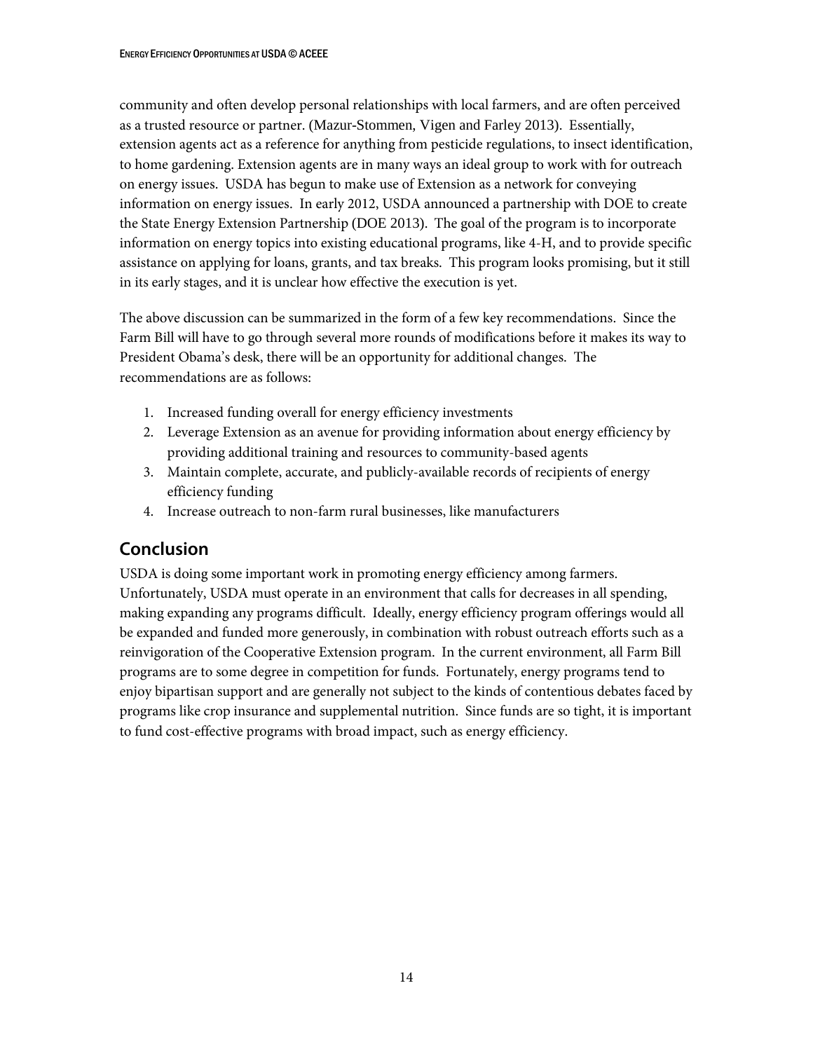community and often develop personal relationships with local farmers, and are often perceived as a trusted resource or partner. (Mazur-Stommen, Vigen and Farley 2013). Essentially, extension agents act as a reference for anything from pesticide regulations, to insect identification, to home gardening. Extension agents are in many ways an ideal group to work with for outreach on energy issues. USDA has begun to make use of Extension as a network for conveying information on energy issues. In early 2012, USDA announced a partnership with DOE to create the State Energy Extension Partnership (DOE 2013). The goal of the program is to incorporate information on energy topics into existing educational programs, like 4-H, and to provide specific assistance on applying for loans, grants, and tax breaks. This program looks promising, but it still in its early stages, and it is unclear how effective the execution is yet.

The above discussion can be summarized in the form of a few key recommendations. Since the Farm Bill will have to go through several more rounds of modifications before it makes its way to President Obama's desk, there will be an opportunity for additional changes. The recommendations are as follows:

1. Increased funding overall for energy efficiency investments
2. Leverage Extension as an avenue for providing information about energy efficiency by providing additional training and resources to community-based agents
3. Maintain complete, accurate, and publicly-available records of recipients of energy efficiency funding
4. Increase outreach to non-farm rural businesses, like manufacturers

## Conclusion

USDA is doing some important work in promoting energy efficiency among farmers. Unfortunately, USDA must operate in an environment that calls for decreases in all spending, making expanding any programs difficult. Ideally, energy efficiency program offerings would all be expanded and funded more generously, in combination with robust outreach efforts such as a reinvigoration of the Cooperative Extension program. In the current environment, all Farm Bill programs are to some degree in competition for funds. Fortunately, energy programs tend to enjoy bipartisan support and are generally not subject to the kinds of contentious debates faced by programs like crop insurance and supplemental nutrition. Since funds are so tight, it is important to fund cost-effective programs with broad impact, such as energy efficiency.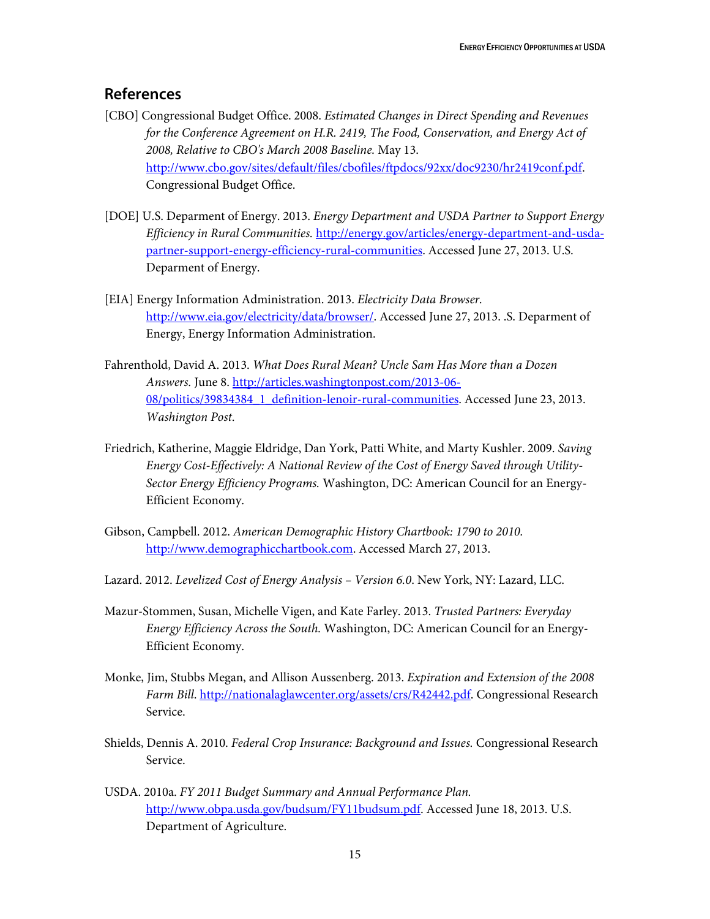## References

[CBO] Congressional Budget Office. 2008. *Estimated Changes in Direct Spending and Revenues for the Conference Agreement on H.R. 2419, The Food, Conservation, and Energy Act of 2008, Relative to CBO's March 2008 Baseline.* May 13. http://www.cbo.gov/sites/default/files/cbofiles/ftpdocs/92xx/doc9230/hr2419conf.pdf. Congressional Budget Office.

[DOE] U.S. Deparment of Energy. 2013. *Energy Department and USDA Partner to Support Energy Efficiency in Rural Communities.* http://energy.gov/articles/energy-department-and-usda-partner-support-energy-efficiency-rural-communities. Accessed June 27, 2013. U.S. Deparment of Energy.

[EIA] Energy Information Administration. 2013. *Electricity Data Browser.* http://www.eia.gov/electricity/data/browser/. Accessed June 27, 2013. .S. Deparment of Energy, Energy Information Administration.

Fahrenthold, David A. 2013. *What Does Rural Mean? Uncle Sam Has More than a Dozen Answers.* June 8. http://articles.washingtonpost.com/2013-06-08/politics/39834384_1_definition-lenoir-rural-communities. Accessed June 23, 2013. *Washington Post*.

Friedrich, Katherine, Maggie Eldridge, Dan York, Patti White, and Marty Kushler. 2009. *Saving Energy Cost-Effectively: A National Review of the Cost of Energy Saved through Utility-Sector Energy Efficiency Programs.* Washington, DC: American Council for an Energy-Efficient Economy.

Gibson, Campbell. 2012. *American Demographic History Chartbook: 1790 to 2010.* http://www.demographicchartbook.com. Accessed March 27, 2013.

Lazard. 2012. *Levelized Cost of Energy Analysis – Version 6.0*. New York, NY: Lazard, LLC.

Mazur-Stommen, Susan, Michelle Vigen, and Kate Farley. 2013. *Trusted Partners: Everyday Energy Efficiency Across the South.* Washington, DC: American Council for an Energy-Efficient Economy.

Monke, Jim, Stubbs Megan, and Allison Aussenberg. 2013. *Expiration and Extension of the 2008 Farm Bill*. http://nationalaglawcenter.org/assets/crs/R42442.pdf. Congressional Research Service.

Shields, Dennis A. 2010. *Federal Crop Insurance: Background and Issues.* Congressional Research Service.

USDA. 2010a. *FY 2011 Budget Summary and Annual Performance Plan.* http://www.obpa.usda.gov/budsum/FY11budsum.pdf. Accessed June 18, 2013. U.S. Department of Agriculture.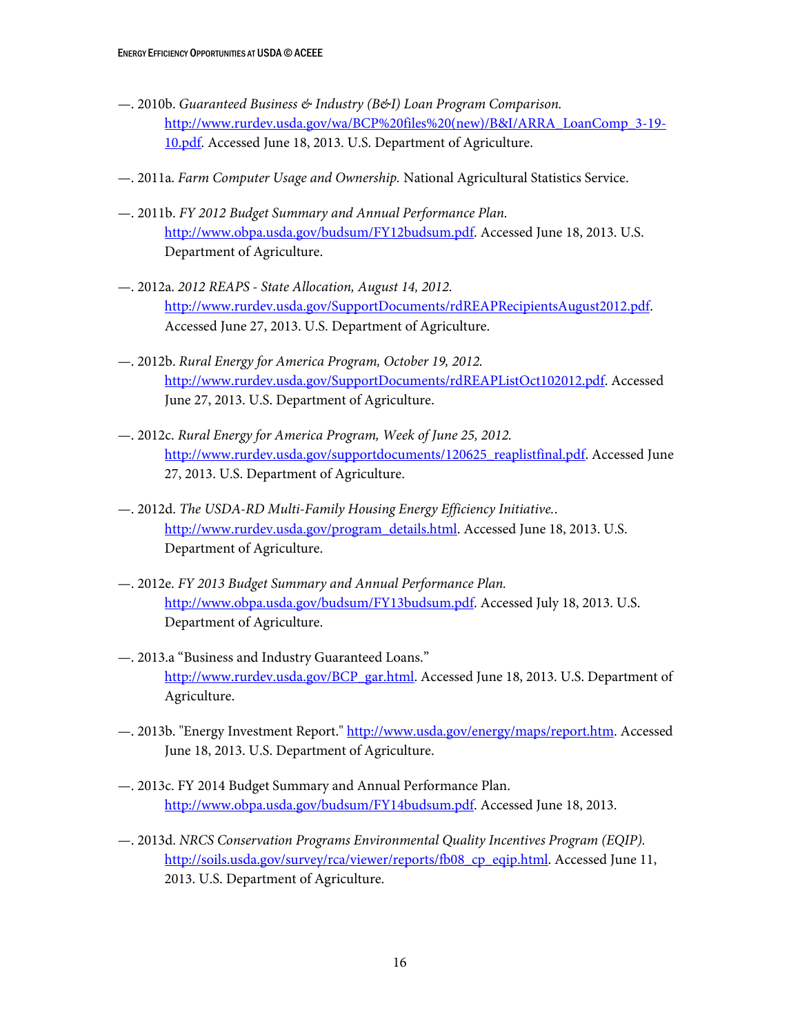—. 2010b. *Guaranteed Business & Industry (B&I) Loan Program Comparison.* http://www.rurdev.usda.gov/wa/BCP%20files%20(new)/B&I/ARRA_LoanComp_3-19-10.pdf. Accessed June 18, 2013. U.S. Department of Agriculture.

—. 2011a. *Farm Computer Usage and Ownership.* National Agricultural Statistics Service.

—. 2011b. *FY 2012 Budget Summary and Annual Performance Plan.* http://www.obpa.usda.gov/budsum/FY12budsum.pdf. Accessed June 18, 2013. U.S. Department of Agriculture.

—. 2012a. *2012 REAPS - State Allocation, August 14, 2012.* http://www.rurdev.usda.gov/SupportDocuments/rdREAPRecipientsAugust2012.pdf. Accessed June 27, 2013. U.S. Department of Agriculture.

—. 2012b. *Rural Energy for America Program, October 19, 2012.* http://www.rurdev.usda.gov/SupportDocuments/rdREAPListOct102012.pdf. Accessed June 27, 2013. U.S. Department of Agriculture.

—. 2012c. *Rural Energy for America Program, Week of June 25, 2012.* http://www.rurdev.usda.gov/supportdocuments/120625_reaplistfinal.pdf. Accessed June 27, 2013. U.S. Department of Agriculture.

—. 2012d. *The USDA-RD Multi-Family Housing Energy Efficiency Initiative..* http://www.rurdev.usda.gov/program_details.html. Accessed June 18, 2013. U.S. Department of Agriculture.

—. 2012e. *FY 2013 Budget Summary and Annual Performance Plan.* http://www.obpa.usda.gov/budsum/FY13budsum.pdf. Accessed July 18, 2013. U.S. Department of Agriculture.

—. 2013.a "Business and Industry Guaranteed Loans." http://www.rurdev.usda.gov/BCP_gar.html. Accessed June 18, 2013. U.S. Department of Agriculture.

—. 2013b. "Energy Investment Report." http://www.usda.gov/energy/maps/report.htm. Accessed June 18, 2013. U.S. Department of Agriculture.

—. 2013c. FY 2014 Budget Summary and Annual Performance Plan. http://www.obpa.usda.gov/budsum/FY14budsum.pdf. Accessed June 18, 2013.

—. 2013d. *NRCS Conservation Programs Environmental Quality Incentives Program (EQIP).* http://soils.usda.gov/survey/rca/viewer/reports/fb08_cp_eqip.html. Accessed June 11, 2013. U.S. Department of Agriculture.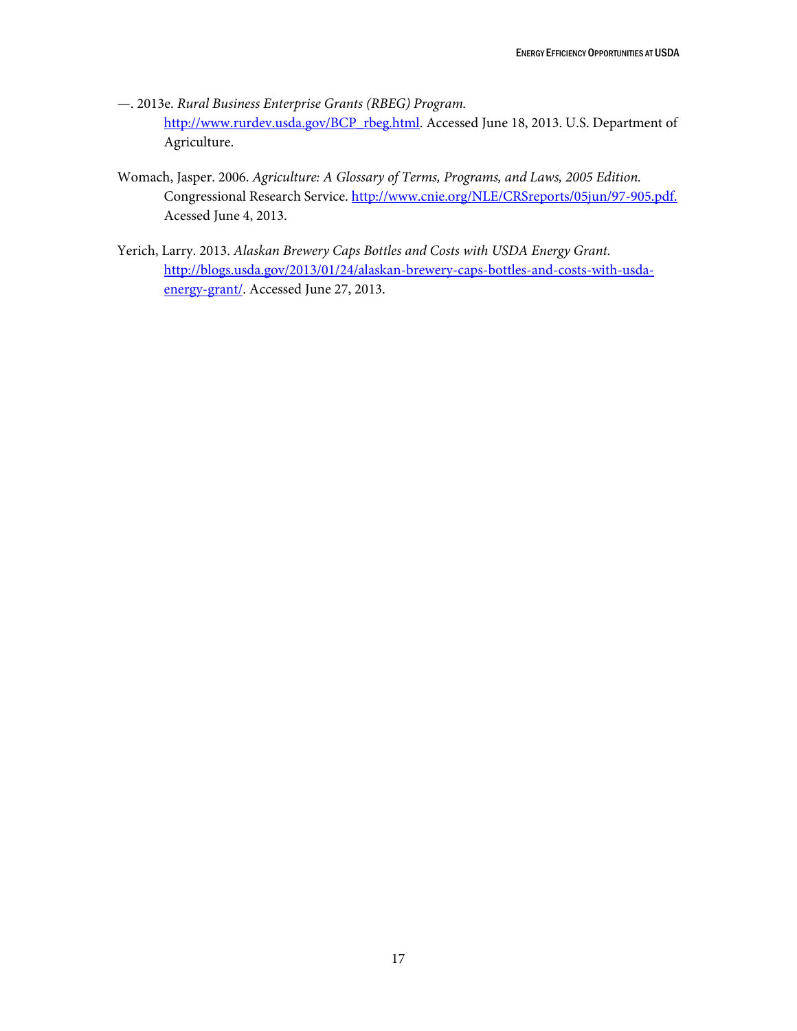—. 2013e. *Rural Business Enterprise Grants (RBEG) Program.* http://www.rurdev.usda.gov/BCP_rbeg.html. Accessed June 18, 2013. U.S. Department of Agriculture.

Womach, Jasper. 2006. *Agriculture: A Glossary of Terms, Programs, and Laws, 2005 Edition.* Congressional Research Service. http://www.cnie.org/NLE/CRSreports/05jun/97-905.pdf. Acessed June 4, 2013.

Yerich, Larry. 2013. *Alaskan Brewery Caps Bottles and Costs with USDA Energy Grant.* http://blogs.usda.gov/2013/01/24/alaskan-brewery-caps-bottles-and-costs-with-usda-energy-grant/. Accessed June 27, 2013.